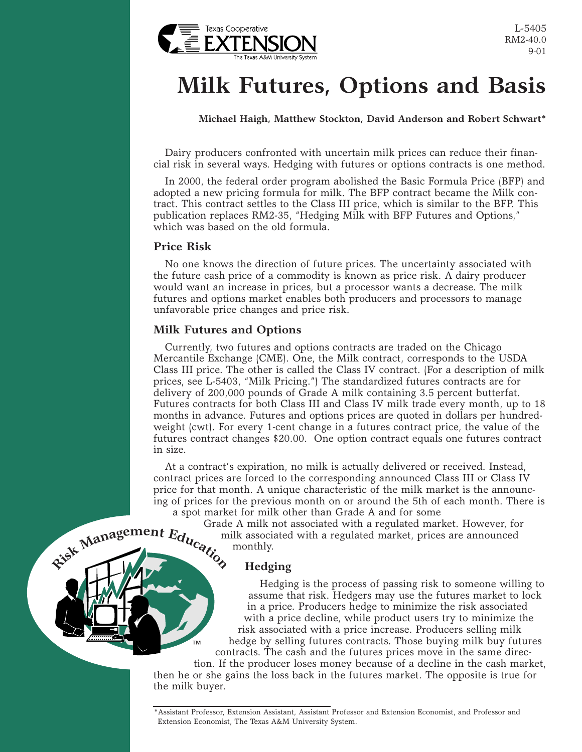L-5405
RM2-40.0
9-01

# Milk Futures, Options and Basis

**Michael Haigh, Matthew Stockton, David Anderson and Robert Schwart***

Dairy producers confronted with uncertain milk prices can reduce their financial risk in several ways. Hedging with futures or options contracts is one method.

In 2000, the federal order program abolished the Basic Formula Price (BFP) and adopted a new pricing formula for milk. The BFP contract became the Milk contract. This contract settles to the Class III price, which is similar to the BFP. This publication replaces RM2-35, "Hedging Milk with BFP Futures and Options," which was based on the old formula.

## Price Risk

No one knows the direction of future prices. The uncertainty associated with the future cash price of a commodity is known as price risk. A dairy producer would want an increase in prices, but a processor wants a decrease. The milk futures and options market enables both producers and processors to manage unfavorable price changes and price risk.

## Milk Futures and Options

Currently, two futures and options contracts are traded on the Chicago Mercantile Exchange (CME). One, the Milk contract, corresponds to the USDA Class III price. The other is called the Class IV contract. (For a description of milk prices, see L-5403, "Milk Pricing.") The standardized futures contracts are for delivery of 200,000 pounds of Grade A milk containing 3.5 percent butterfat. Futures contracts for both Class III and Class IV milk trade every month, up to 18 months in advance. Futures and options prices are quoted in dollars per hundredweight (cwt). For every 1-cent change in a futures contract price, the value of the futures contract changes $20.00. One option contract equals one futures contract in size.

At a contract's expiration, no milk is actually delivered or received. Instead, contract prices are forced to the corresponding announced Class III or Class IV price for that month. A unique characteristic of the milk market is the announcing of prices for the previous month on or around the 5th of each month. There is a spot market for milk other than Grade A and for some Grade A milk not associated with a regulated market. However, for milk associated with a regulated market, prices are announced monthly.

## Hedging

Hedging is the process of passing risk to someone willing to assume that risk. Hedgers may use the futures market to lock in a price. Producers hedge to minimize the risk associated with a price decline, while product users try to minimize the risk associated with a price increase. Producers selling milk hedge by selling futures contracts. Those buying milk buy futures contracts. The cash and the futures prices move in the same direction. If the producer loses money because of a decline in the cash market, then he or she gains the loss back in the futures market. The opposite is true for the milk buyer.

*Assistant Professor, Extension Assistant, Assistant Professor and Extension Economist, and Professor and Extension Economist, The Texas A&M University System.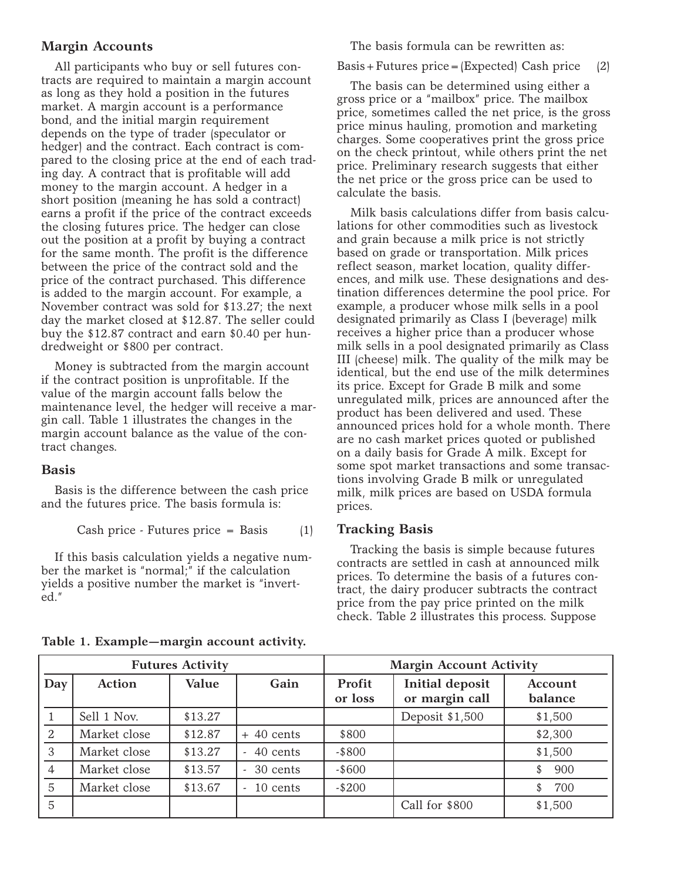## Margin Accounts

All participants who buy or sell futures contracts are required to maintain a margin account as long as they hold a position in the futures market. A margin account is a performance bond, and the initial margin requirement depends on the type of trader (speculator or hedger) and the contract. Each contract is compared to the closing price at the end of each trading day. A contract that is profitable will add money to the margin account. A hedger in a short position (meaning he has sold a contract) earns a profit if the price of the contract exceeds the closing futures price. The hedger can close out the position at a profit by buying a contract for the same month. The profit is the difference between the price of the contract sold and the price of the contract purchased. This difference is added to the margin account. For example, a November contract was sold for $13.27; the next day the market closed at $12.87. The seller could buy the $12.87 contract and earn $0.40 per hundredweight or $800 per contract.

Money is subtracted from the margin account if the contract position is unprofitable. If the value of the margin account falls below the maintenance level, the hedger will receive a margin call. Table 1 illustrates the changes in the margin account balance as the value of the contract changes.

## Basis

Basis is the difference between the cash price and the futures price. The basis formula is:

$$\text{Cash price - Futures price} = \text{Basis} \qquad (1)$$

If this basis calculation yields a negative number the market is "normal;" if the calculation yields a positive number the market is "inverted."

The basis formula can be rewritten as:

$$\text{Basis} + \text{Futures price} = \text{(Expected) Cash price} \qquad (2)$$

The basis can be determined using either a gross price or a "mailbox" price. The mailbox price, sometimes called the net price, is the gross price minus hauling, promotion and marketing charges. Some cooperatives print the gross price on the check printout, while others print the net price. Preliminary research suggests that either the net price or the gross price can be used to calculate the basis.

Milk basis calculations differ from basis calculations for other commodities such as livestock and grain because a milk price is not strictly based on grade or transportation. Milk prices reflect season, market location, quality differences, and milk use. These designations and destination differences determine the pool price. For example, a producer whose milk sells in a pool designated primarily as Class I (beverage) milk receives a higher price than a producer whose milk sells in a pool designated primarily as Class III (cheese) milk. The quality of the milk may be identical, but the end use of the milk determines its price. Except for Grade B milk and some unregulated milk, prices are announced after the product has been delivered and used. These announced prices hold for a whole month. There are no cash market prices quoted or published on a daily basis for Grade A milk. Except for some spot market transactions and some transactions involving Grade B milk or unregulated milk, milk prices are based on USDA formula prices.

## Tracking Basis

Tracking the basis is simple because futures contracts are settled in cash at announced milk prices. To determine the basis of a futures contract, the dairy producer subtracts the contract price from the pay price printed on the milk check. Table 2 illustrates this process. Suppose

**Table 1. Example—margin account activity.**

| Futures Activity | | | | Margin Account Activity | | |
|---|---|---|---|---|---|---|
| **Day** | **Action** | **Value** | **Gain** | **Profit or loss** | **Initial deposit or margin call** | **Account balance** |
| 1 | Sell 1 Nov. | $13.27 | | | Deposit $1,500 | $1,500 |
| 2 | Market close | $12.87 | + 40 cents | $800 | | $2,300 |
| 3 | Market close | $13.27 | - 40 cents | -$800 | | $1,500 |
| 4 | Market close | $13.57 | - 30 cents | -$600 | | $ 900 |
| 5 | Market close | $13.67 | - 10 cents | -$200 | | $ 700 |
| 5 | | | | | Call for $800 | $1,500 |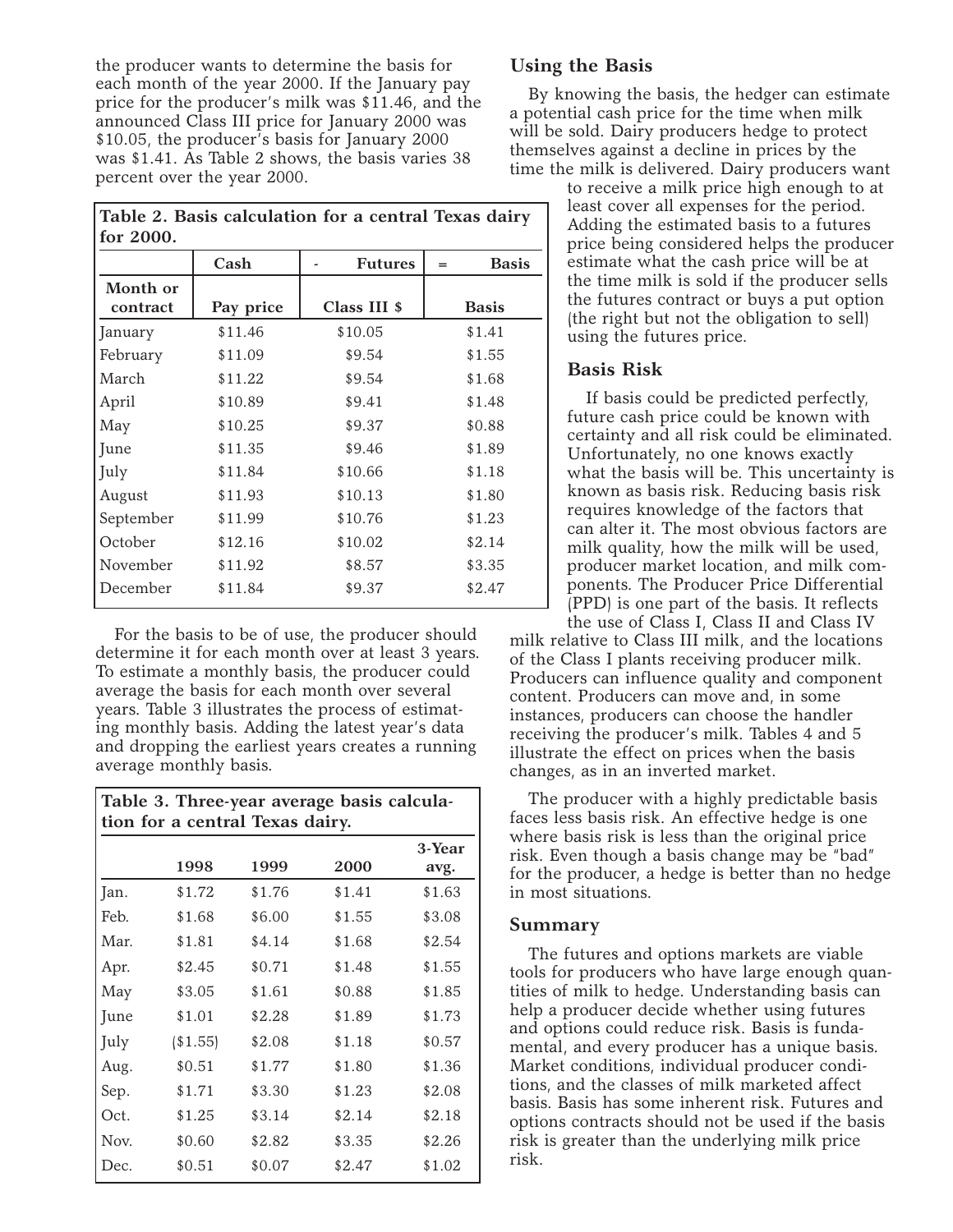the producer wants to determine the basis for each month of the year 2000. If the January pay price for the producer's milk was $11.46, and the announced Class III price for January 2000 was $10.05, the producer's basis for January 2000 was $1.41. As Table 2 shows, the basis varies 38 percent over the year 2000.

**Table 2. Basis calculation for a central Texas dairy for 2000.**

| | Cash | - Futures | = Basis |
|---|---|---|---|
| **Month or contract** | **Pay price** | **Class III $** | **Basis** |
| January | $11.46 | $10.05 | $1.41 |
| February | $11.09 | $9.54 | $1.55 |
| March | $11.22 | $9.54 | $1.68 |
| April | $10.89 | $9.41 | $1.48 |
| May | $10.25 | $9.37 | $0.88 |
| June | $11.35 | $9.46 | $1.89 |
| July | $11.84 | $10.66 | $1.18 |
| August | $11.93 | $10.13 | $1.80 |
| September | $11.99 | $10.76 | $1.23 |
| October | $12.16 | $10.02 | $2.14 |
| November | $11.92 | $8.57 | $3.35 |
| December | $11.84 | $9.37 | $2.47 |

For the basis to be of use, the producer should determine it for each month over at least 3 years. To estimate a monthly basis, the producer could average the basis for each month over several years. Table 3 illustrates the process of estimating monthly basis. Adding the latest year's data and dropping the earliest years creates a running average monthly basis.

**Table 3. Three-year average basis calculation for a central Texas dairy.**

| | 1998 | 1999 | 2000 | 3-Year avg. |
|---|---|---|---|---|
| Jan. | $1.72 | $1.76 | $1.41 | $1.63 |
| Feb. | $1.68 | $6.00 | $1.55 | $3.08 |
| Mar. | $1.81 | $4.14 | $1.68 | $2.54 |
| Apr. | $2.45 | $0.71 | $1.48 | $1.55 |
| May | $3.05 | $1.61 | $0.88 | $1.85 |
| June | $1.01 | $2.28 | $1.89 | $1.73 |
| July | ($1.55) | $2.08 | $1.18 | $0.57 |
| Aug. | $0.51 | $1.77 | $1.80 | $1.36 |
| Sep. | $1.71 | $3.30 | $1.23 | $2.08 |
| Oct. | $1.25 | $3.14 | $2.14 | $2.18 |
| Nov. | $0.60 | $2.82 | $3.35 | $2.26 |
| Dec. | $0.51 | $0.07 | $2.47 | $1.02 |

### Using the Basis

By knowing the basis, the hedger can estimate a potential cash price for the time when milk will be sold. Dairy producers hedge to protect themselves against a decline in prices by the time the milk is delivered. Dairy producers want to receive a milk price high enough to at least cover all expenses for the period. Adding the estimated basis to a futures price being considered helps the producer estimate what the cash price will be at the time milk is sold if the producer sells the futures contract or buys a put option (the right but not the obligation to sell) using the futures price.

### Basis Risk

If basis could be predicted perfectly, future cash price could be known with certainty and all risk could be eliminated. Unfortunately, no one knows exactly what the basis will be. This uncertainty is known as basis risk. Reducing basis risk requires knowledge of the factors that can alter it. The most obvious factors are milk quality, how the milk will be used, producer market location, and milk components. The Producer Price Differential (PPD) is one part of the basis. It reflects the use of Class I, Class II and Class IV milk relative to Class III milk, and the locations of the Class I plants receiving producer milk. Producers can influence quality and component content. Producers can move and, in some instances, producers can choose the handler receiving the producer's milk. Tables 4 and 5 illustrate the effect on prices when the basis changes, as in an inverted market.

The producer with a highly predictable basis faces less basis risk. An effective hedge is one where basis risk is less than the original price risk. Even though a basis change may be "bad" for the producer, a hedge is better than no hedge in most situations.

### Summary

The futures and options markets are viable tools for producers who have large enough quantities of milk to hedge. Understanding basis can help a producer decide whether using futures and options could reduce risk. Basis is fundamental, and every producer has a unique basis. Market conditions, individual producer conditions, and the classes of milk marketed affect basis. Basis has some inherent risk. Futures and options contracts should not be used if the basis risk is greater than the underlying milk price risk.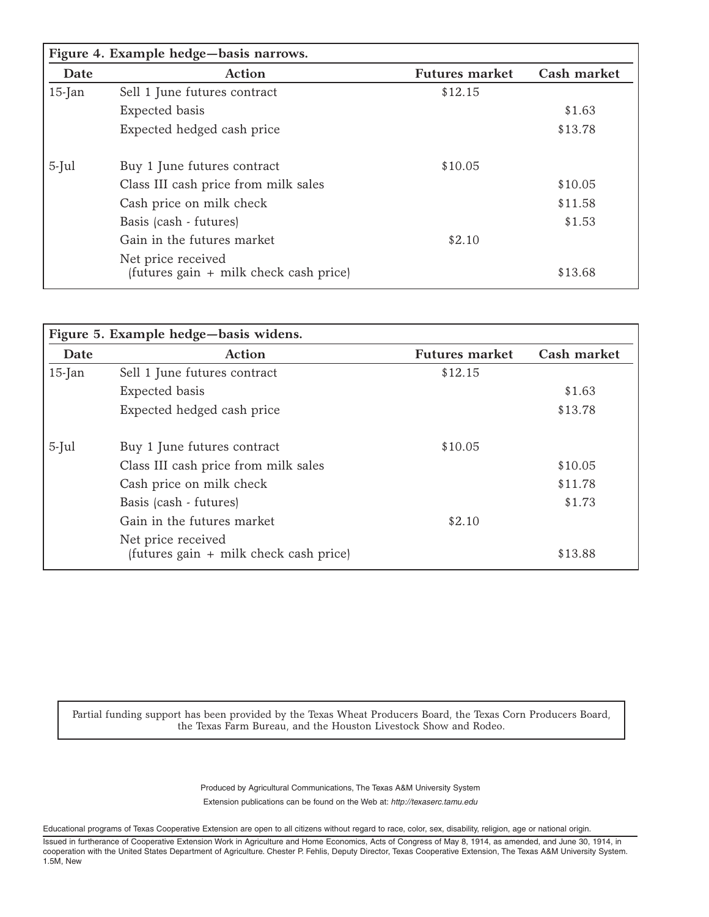**Figure 4. Example hedge—basis narrows.**

| Date | Action | Futures market | Cash market |
|---|---|---|---|
| 15-Jan | Sell 1 June futures contract | $12.15 | |
| | Expected basis | | $1.63 |
| | Expected hedged cash price | | $13.78 |
| 5-Jul | Buy 1 June futures contract | $10.05 | |
| | Class III cash price from milk sales | | $10.05 |
| | Cash price on milk check | | $11.58 |
| | Basis (cash - futures) | | $1.53 |
| | Gain in the futures market | $2.10 | |
| | Net price received (futures gain + milk check cash price) | | $13.68 |

**Figure 5. Example hedge—basis widens.**

| Date | Action | Futures market | Cash market |
|---|---|---|---|
| 15-Jan | Sell 1 June futures contract | $12.15 | |
| | Expected basis | | $1.63 |
| | Expected hedged cash price | | $13.78 |
| 5-Jul | Buy 1 June futures contract | $10.05 | |
| | Class III cash price from milk sales | | $10.05 |
| | Cash price on milk check | | $11.78 |
| | Basis (cash - futures) | | $1.73 |
| | Gain in the futures market | $2.10 | |
| | Net price received (futures gain + milk check cash price) | | $13.88 |

Partial funding support has been provided by the Texas Wheat Producers Board, the Texas Corn Producers Board, the Texas Farm Bureau, and the Houston Livestock Show and Rodeo.

Produced by Agricultural Communications, The Texas A&M University System

Extension publications can be found on the Web at: *http://texaserc.tamu.edu*

Educational programs of Texas Cooperative Extension are open to all citizens without regard to race, color, sex, disability, religion, age or national origin.

Issued in furtherance of Cooperative Extension Work in Agriculture and Home Economics, Acts of Congress of May 8, 1914, as amended, and June 30, 1914, in cooperation with the United States Department of Agriculture. Chester P. Fehlis, Deputy Director, Texas Cooperative Extension, The Texas A&M University System. 1.5M, New